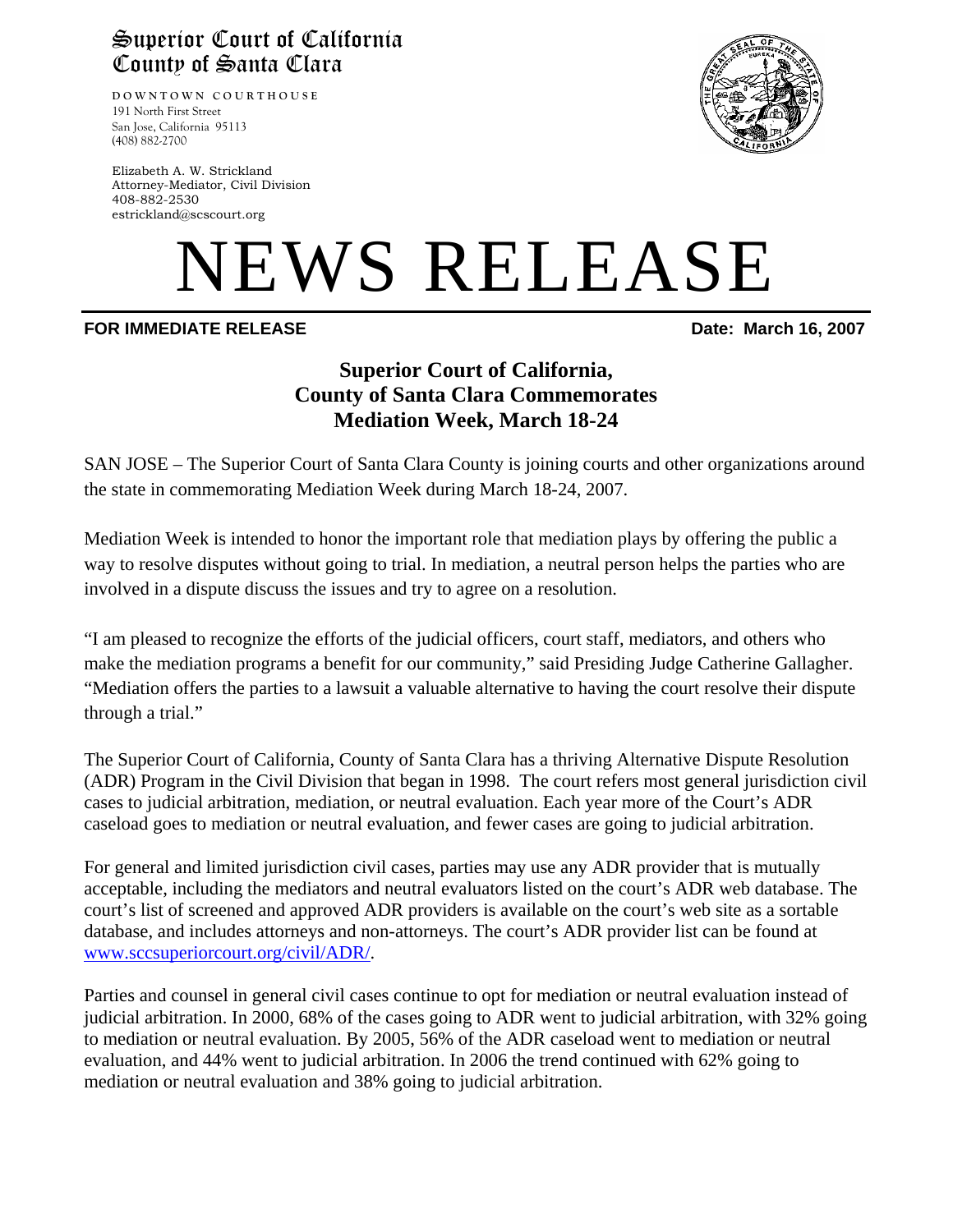# Superior Court of California
# County of Santa Clara

DOWNTOWN COURTHOUSE
191 North First Street
San Jose, California 95113
(408) 882-2700

Elizabeth A. W. Strickland
Attorney-Mediator, Civil Division
408-882-2530
estrickland@scscourt.org

# NEWS RELEASE

**FOR IMMEDIATE RELEASE** **Date: March 16, 2007**

## Superior Court of California, County of Santa Clara Commemorates Mediation Week, March 18-24

SAN JOSE – The Superior Court of Santa Clara County is joining courts and other organizations around the state in commemorating Mediation Week during March 18-24, 2007.

Mediation Week is intended to honor the important role that mediation plays by offering the public a way to resolve disputes without going to trial. In mediation, a neutral person helps the parties who are involved in a dispute discuss the issues and try to agree on a resolution.

"I am pleased to recognize the efforts of the judicial officers, court staff, mediators, and others who make the mediation programs a benefit for our community," said Presiding Judge Catherine Gallagher. "Mediation offers the parties to a lawsuit a valuable alternative to having the court resolve their dispute through a trial."

The Superior Court of California, County of Santa Clara has a thriving Alternative Dispute Resolution (ADR) Program in the Civil Division that began in 1998. The court refers most general jurisdiction civil cases to judicial arbitration, mediation, or neutral evaluation. Each year more of the Court's ADR caseload goes to mediation or neutral evaluation, and fewer cases are going to judicial arbitration.

For general and limited jurisdiction civil cases, parties may use any ADR provider that is mutually acceptable, including the mediators and neutral evaluators listed on the court's ADR web database. The court's list of screened and approved ADR providers is available on the court's web site as a sortable database, and includes attorneys and non-attorneys. The court's ADR provider list can be found at [www.sccsuperiorcourt.org/civil/ADR/](www.sccsuperiorcourt.org/civil/ADR/).

Parties and counsel in general civil cases continue to opt for mediation or neutral evaluation instead of judicial arbitration. In 2000, 68% of the cases going to ADR went to judicial arbitration, with 32% going to mediation or neutral evaluation. By 2005, 56% of the ADR caseload went to mediation or neutral evaluation, and 44% went to judicial arbitration. In 2006 the trend continued with 62% going to mediation or neutral evaluation and 38% going to judicial arbitration.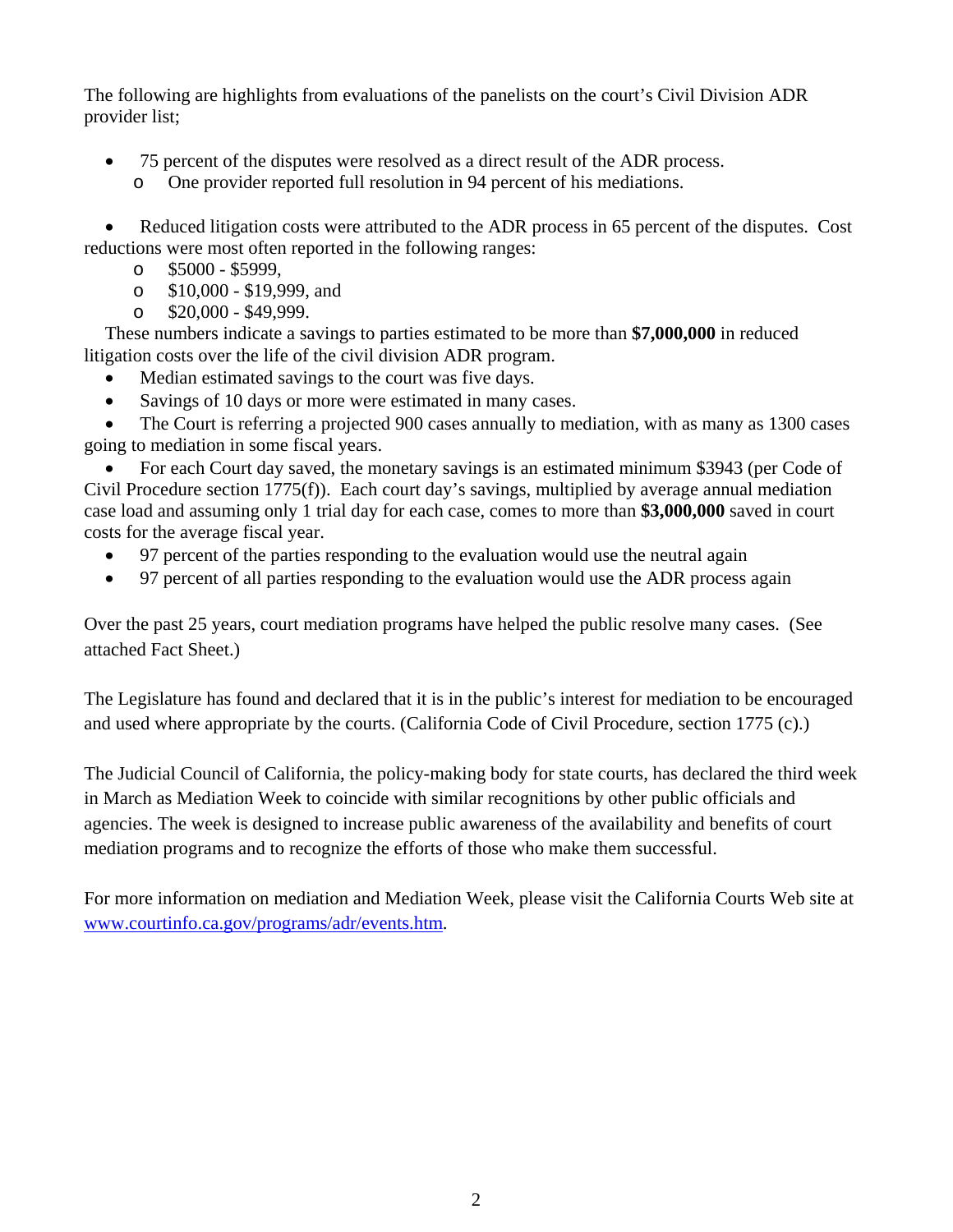The following are highlights from evaluations of the panelists on the court's Civil Division ADR provider list;

- 75 percent of the disputes were resolved as a direct result of the ADR process.
  - One provider reported full resolution in 94 percent of his mediations.

- Reduced litigation costs were attributed to the ADR process in 65 percent of the disputes. Cost reductions were most often reported in the following ranges:
  - $5000 - $5999,
  - $10,000 - $19,999, and
  - $20,000 - $49,999.

These numbers indicate a savings to parties estimated to be more than **$7,000,000** in reduced litigation costs over the life of the civil division ADR program.

- Median estimated savings to the court was five days.
- Savings of 10 days or more were estimated in many cases.
- The Court is referring a projected 900 cases annually to mediation, with as many as 1300 cases going to mediation in some fiscal years.
- For each Court day saved, the monetary savings is an estimated minimum $3943 (per Code of Civil Procedure section 1775(f)). Each court day's savings, multiplied by average annual mediation case load and assuming only 1 trial day for each case, comes to more than **$3,000,000** saved in court costs for the average fiscal year.
- 97 percent of the parties responding to the evaluation would use the neutral again
- 97 percent of all parties responding to the evaluation would use the ADR process again

Over the past 25 years, court mediation programs have helped the public resolve many cases. (See attached Fact Sheet.)

The Legislature has found and declared that it is in the public's interest for mediation to be encouraged and used where appropriate by the courts. (California Code of Civil Procedure, section 1775 (c).)

The Judicial Council of California, the policy-making body for state courts, has declared the third week in March as Mediation Week to coincide with similar recognitions by other public officials and agencies. The week is designed to increase public awareness of the availability and benefits of court mediation programs and to recognize the efforts of those who make them successful.

For more information on mediation and Mediation Week, please visit the California Courts Web site at [www.courtinfo.ca.gov/programs/adr/events.htm](http://www.courtinfo.ca.gov/programs/adr/events.htm).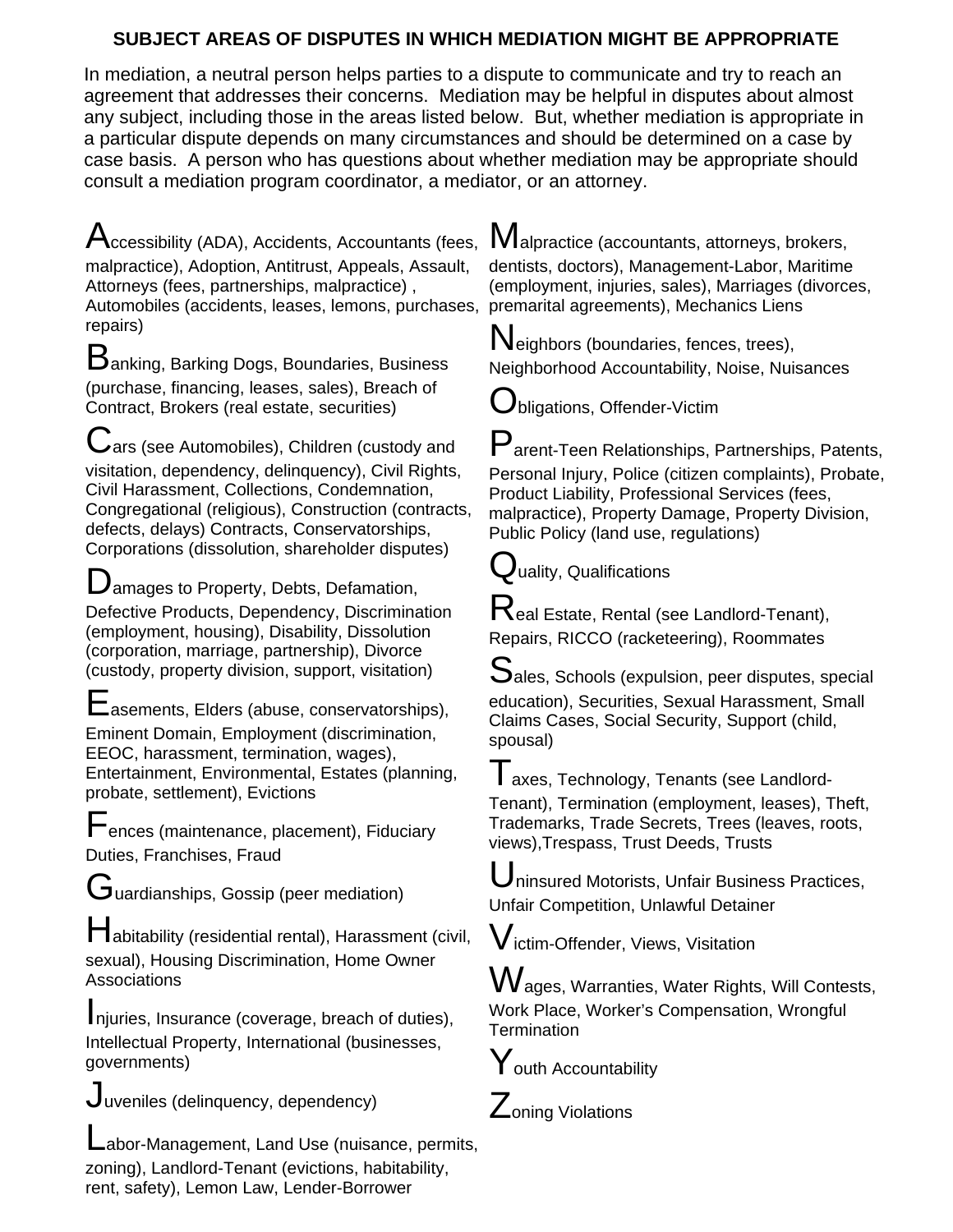# SUBJECT AREAS OF DISPUTES IN WHICH MEDIATION MIGHT BE APPROPRIATE

In mediation, a neutral person helps parties to a dispute to communicate and try to reach an agreement that addresses their concerns. Mediation may be helpful in disputes about almost any subject, including those in the areas listed below. But, whether mediation is appropriate in a particular dispute depends on many circumstances and should be determined on a case by case basis. A person who has questions about whether mediation may be appropriate should consult a mediation program coordinator, a mediator, or an attorney.

**A**ccessibility (ADA), Accidents, Accountants (fees, malpractice), Adoption, Antitrust, Appeals, Assault, Attorneys (fees, partnerships, malpractice) , Automobiles (accidents, leases, lemons, purchases, repairs)

**B**anking, Barking Dogs, Boundaries, Business (purchase, financing, leases, sales), Breach of Contract, Brokers (real estate, securities)

**C**ars (see Automobiles), Children (custody and visitation, dependency, delinquency), Civil Rights, Civil Harassment, Collections, Condemnation, Congregational (religious), Construction (contracts, defects, delays) Contracts, Conservatorships, Corporations (dissolution, shareholder disputes)

**D**amages to Property, Debts, Defamation, Defective Products, Dependency, Discrimination (employment, housing), Disability, Dissolution (corporation, marriage, partnership), Divorce (custody, property division, support, visitation)

**E**asements, Elders (abuse, conservatorships), Eminent Domain, Employment (discrimination, EEOC, harassment, termination, wages), Entertainment, Environmental, Estates (planning, probate, settlement), Evictions

**F**ences (maintenance, placement), Fiduciary Duties, Franchises, Fraud

**G**uardianships, Gossip (peer mediation)

**H**abitability (residential rental), Harassment (civil, sexual), Housing Discrimination, Home Owner Associations

**I**njuries, Insurance (coverage, breach of duties), Intellectual Property, International (businesses, governments)

**J**uveniles (delinquency, dependency)

**L**abor-Management, Land Use (nuisance, permits, zoning), Landlord-Tenant (evictions, habitability, rent, safety), Lemon Law, Lender-Borrower

**M**alpractice (accountants, attorneys, brokers, dentists, doctors), Management-Labor, Maritime (employment, injuries, sales), Marriages (divorces, premarital agreements), Mechanics Liens

**N**eighbors (boundaries, fences, trees), Neighborhood Accountability, Noise, Nuisances

**O**bligations, Offender-Victim

**P**arent-Teen Relationships, Partnerships, Patents, Personal Injury, Police (citizen complaints), Probate, Product Liability, Professional Services (fees, malpractice), Property Damage, Property Division, Public Policy (land use, regulations)

**Q**uality, Qualifications

**R**eal Estate, Rental (see Landlord-Tenant), Repairs, RICCO (racketeering), Roommates

**S**ales, Schools (expulsion, peer disputes, special education), Securities, Sexual Harassment, Small Claims Cases, Social Security, Support (child, spousal)

**T**axes, Technology, Tenants (see Landlord-Tenant), Termination (employment, leases), Theft, Trademarks, Trade Secrets, Trees (leaves, roots, views),Trespass, Trust Deeds, Trusts

**U**ninsured Motorists, Unfair Business Practices, Unfair Competition, Unlawful Detainer

**V**ictim-Offender, Views, Visitation

**W**ages, Warranties, Water Rights, Will Contests, Work Place, Worker's Compensation, Wrongful Termination

**Y**outh Accountability

**Z**oning Violations